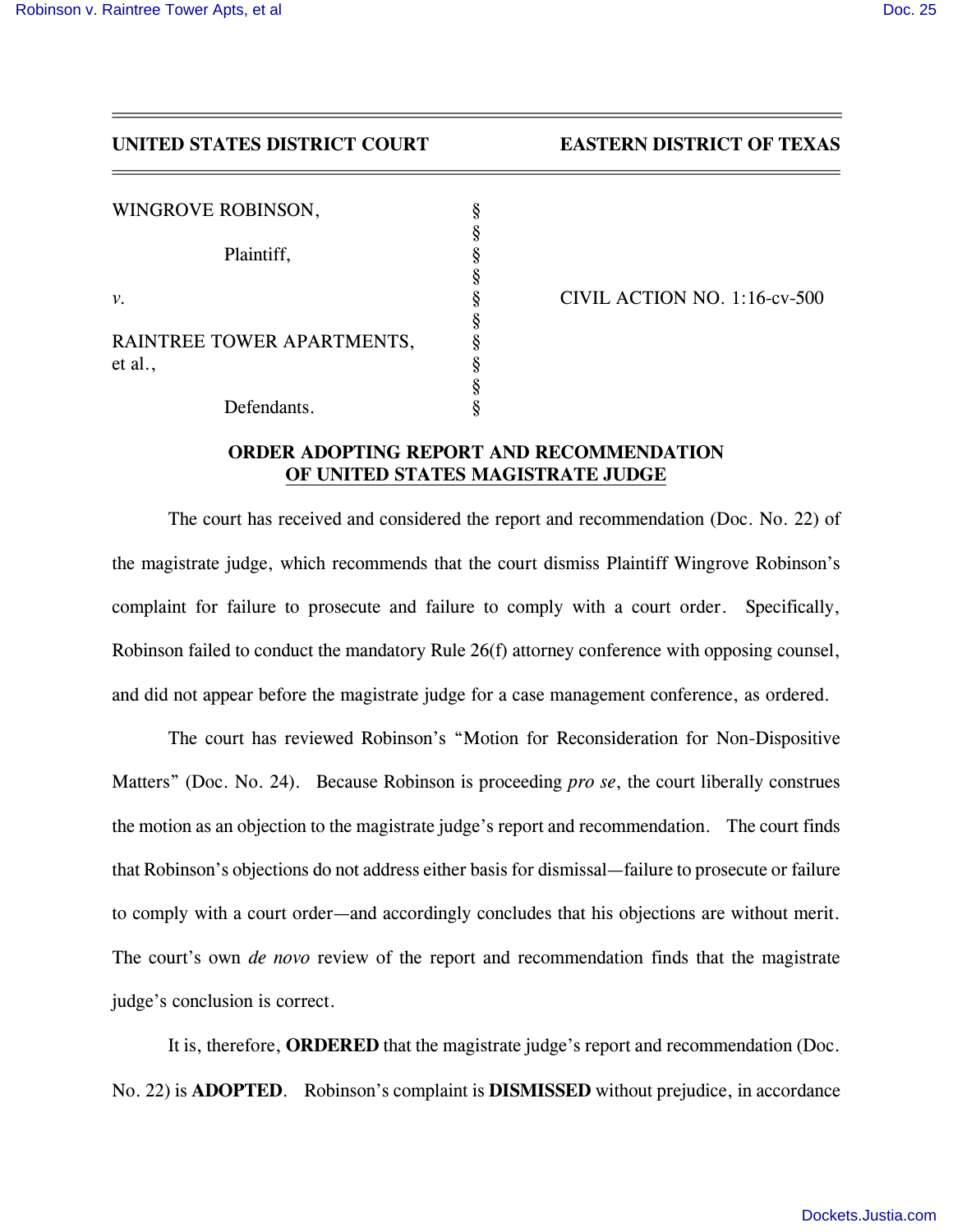**UNITED STATES DISTRICT COURT EASTERN DISTRICT OF TEXAS**

| | | |
|---|---|---|
| WINGROVE ROBINSON, | § | |
| | § | |
| Plaintiff, | § | |
| | § | |
| *v.* | § | CIVIL ACTION NO. 1:16-cv-500 |
| | § | |
| RAINTREE TOWER APARTMENTS, et al., | § | |
| | § | |
| | § | |
| Defendants. | § | |

**ORDER ADOPTING REPORT AND RECOMMENDATION OF UNITED STATES MAGISTRATE JUDGE**

The court has received and considered the report and recommendation (Doc. No. 22) of the magistrate judge, which recommends that the court dismiss Plaintiff Wingrove Robinson's complaint for failure to prosecute and failure to comply with a court order. Specifically, Robinson failed to conduct the mandatory Rule 26(f) attorney conference with opposing counsel, and did not appear before the magistrate judge for a case management conference, as ordered.

The court has reviewed Robinson's "Motion for Reconsideration for Non-Dispositive Matters" (Doc. No. 24). Because Robinson is proceeding *pro se*, the court liberally construes the motion as an objection to the magistrate judge's report and recommendation. The court finds that Robinson's objections do not address either basis for dismissal—failure to prosecute or failure to comply with a court order—and accordingly concludes that his objections are without merit. The court's own *de novo* review of the report and recommendation finds that the magistrate judge's conclusion is correct.

It is, therefore, **ORDERED** that the magistrate judge's report and recommendation (Doc. No. 22) is **ADOPTED**. Robinson's complaint is **DISMISSED** without prejudice, in accordance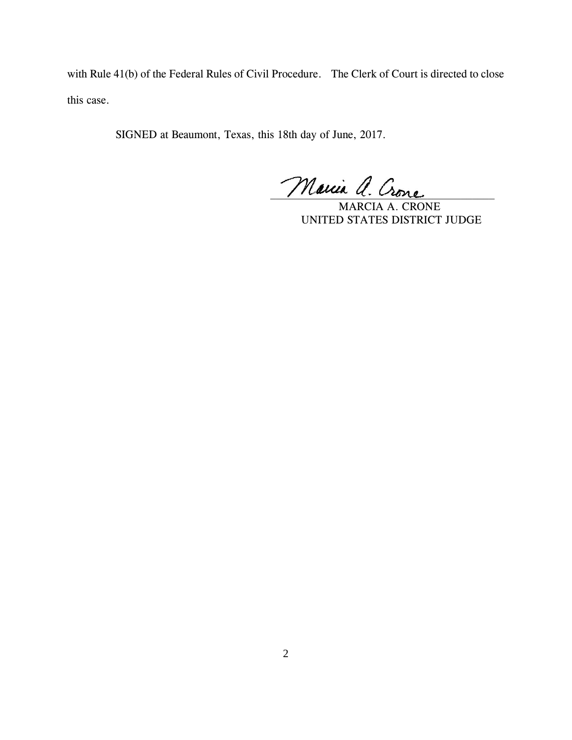with Rule 41(b) of the Federal Rules of Civil Procedure. The Clerk of Court is directed to close this case.

SIGNED at Beaumont, Texas, this 18th day of June, 2017.

MARCIA A. CRONE
UNITED STATES DISTRICT JUDGE